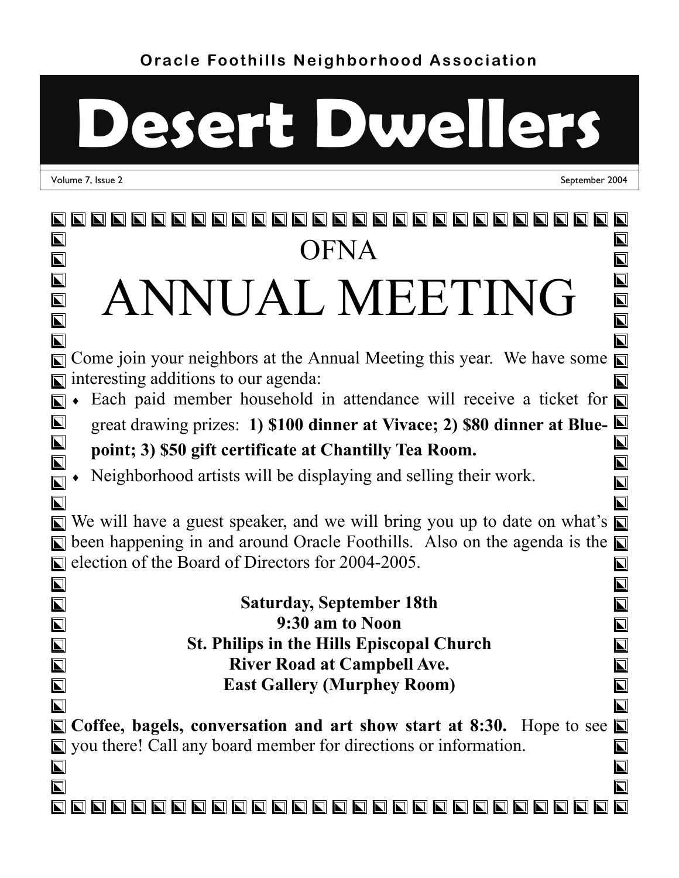Oracle Foothills Neighborhood Association

# Desert Dwellers

Volume 7, Issue 2 September 2004

## OFNA

# ANNUAL MEETING

Come join your neighbors at the Annual Meeting this year. We have some interesting additions to our agenda:

- Each paid member household in attendance will receive a ticket for great drawing prizes: **1) $100 dinner at Vivace; 2) $80 dinner at Bluepoint; 3) $50 gift certificate at Chantilly Tea Room.**
- Neighborhood artists will be displaying and selling their work.

We will have a guest speaker, and we will bring you up to date on what's been happening in and around Oracle Foothills. Also on the agenda is the election of the Board of Directors for 2004-2005.

**Saturday, September 18th**
**9:30 am to Noon**
**St. Philips in the Hills Episcopal Church**
**River Road at Campbell Ave.**
**East Gallery (Murphey Room)**

**Coffee, bagels, conversation and art show start at 8:30.** Hope to see you there! Call any board member for directions or information.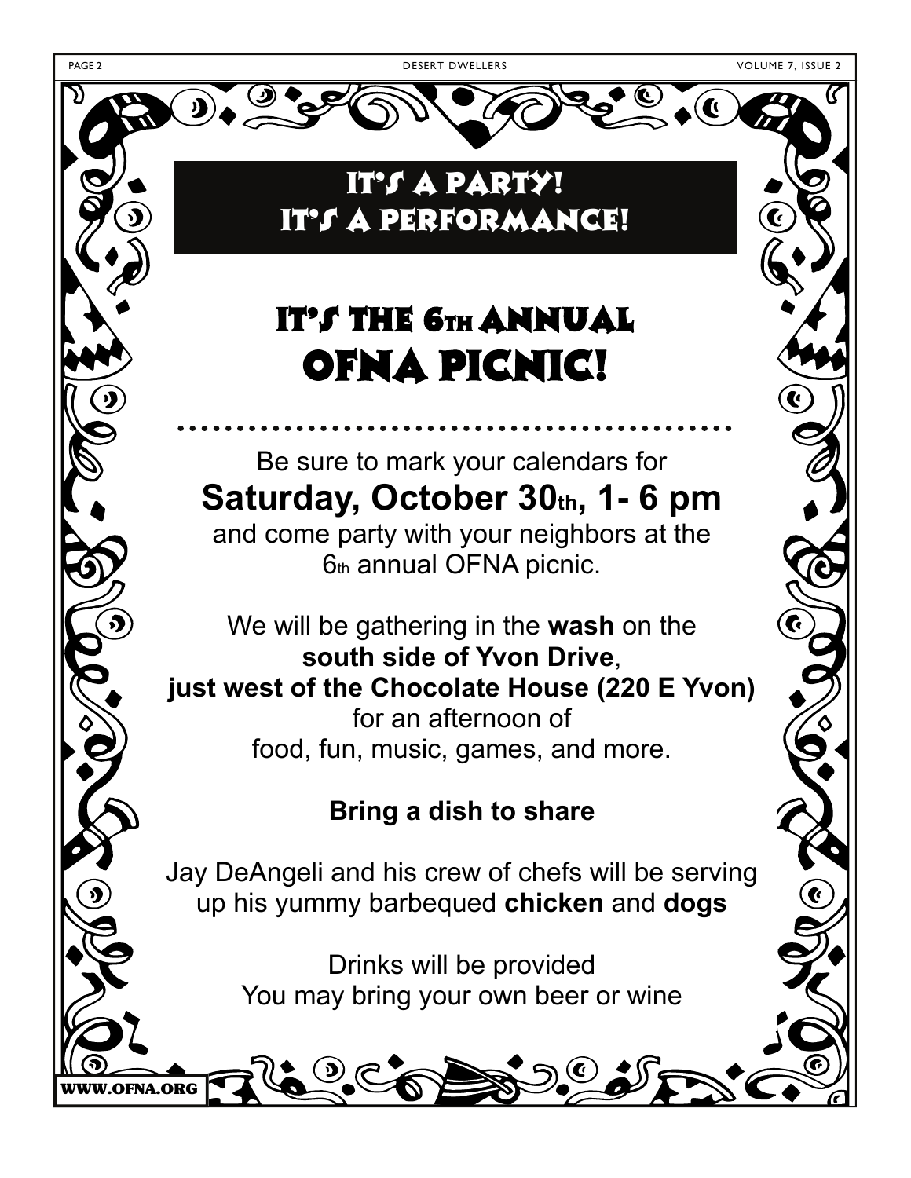# It's a Party! It's a Performance!

## It's the 6th Annual OFNA Picnic!

Be sure to mark your calendars for

**Saturday, October 30th, 1- 6 pm**

and come party with your neighbors at the 6th annual OFNA picnic.

We will be gathering in the **wash** on the **south side of Yvon Drive**, **just west of the Chocolate House (220 E Yvon)** for an afternoon of food, fun, music, games, and more.

**Bring a dish to share**

Jay DeAngeli and his crew of chefs will be serving up his yummy barbequed **chicken** and **dogs**

Drinks will be provided
You may bring your own beer or wine

WWW.OFNA.ORG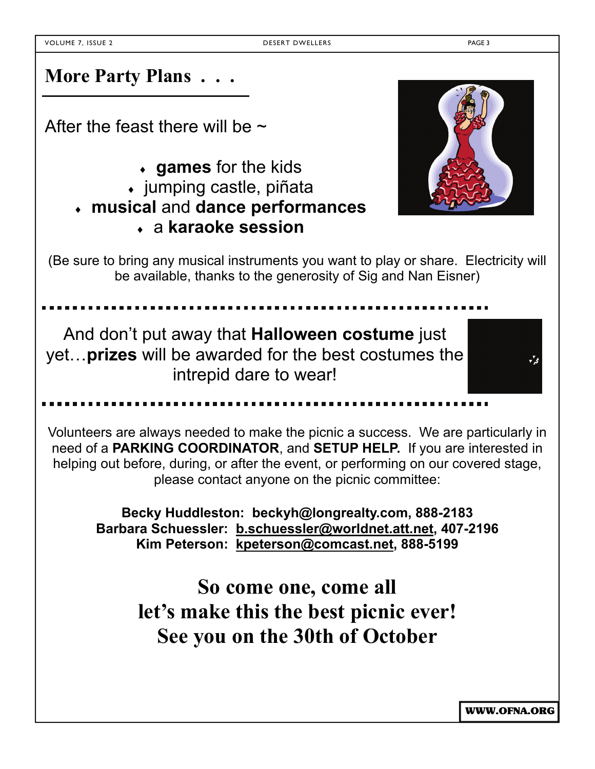## More Party Plans . . .

After the feast there will be ~

- **games** for the kids
- jumping castle, piñata
- **musical** and **dance performances**
- a **karaoke session**

(Be sure to bring any musical instruments you want to play or share. Electricity will be available, thanks to the generosity of Sig and Nan Eisner)

And don't put away that **Halloween costume** just yet…**prizes** will be awarded for the best costumes the intrepid dare to wear!

Volunteers are always needed to make the picnic a success. We are particularly in need of a **PARKING COORDINATOR**, and **SETUP HELP.** If you are interested in helping out before, during, or after the event, or performing on our covered stage, please contact anyone on the picnic committee:

**Becky Huddleston: beckyh@longrealty.com, 888-2183**
**Barbara Schuessler: b.schuessler@worldnet.att.net, 407-2196**
**Kim Peterson: kpeterson@comcast.net, 888-5199**

**So come one, come all**
**let's make this the best picnic ever!**
**See you on the 30th of October**

**WWW.OFNA.ORG**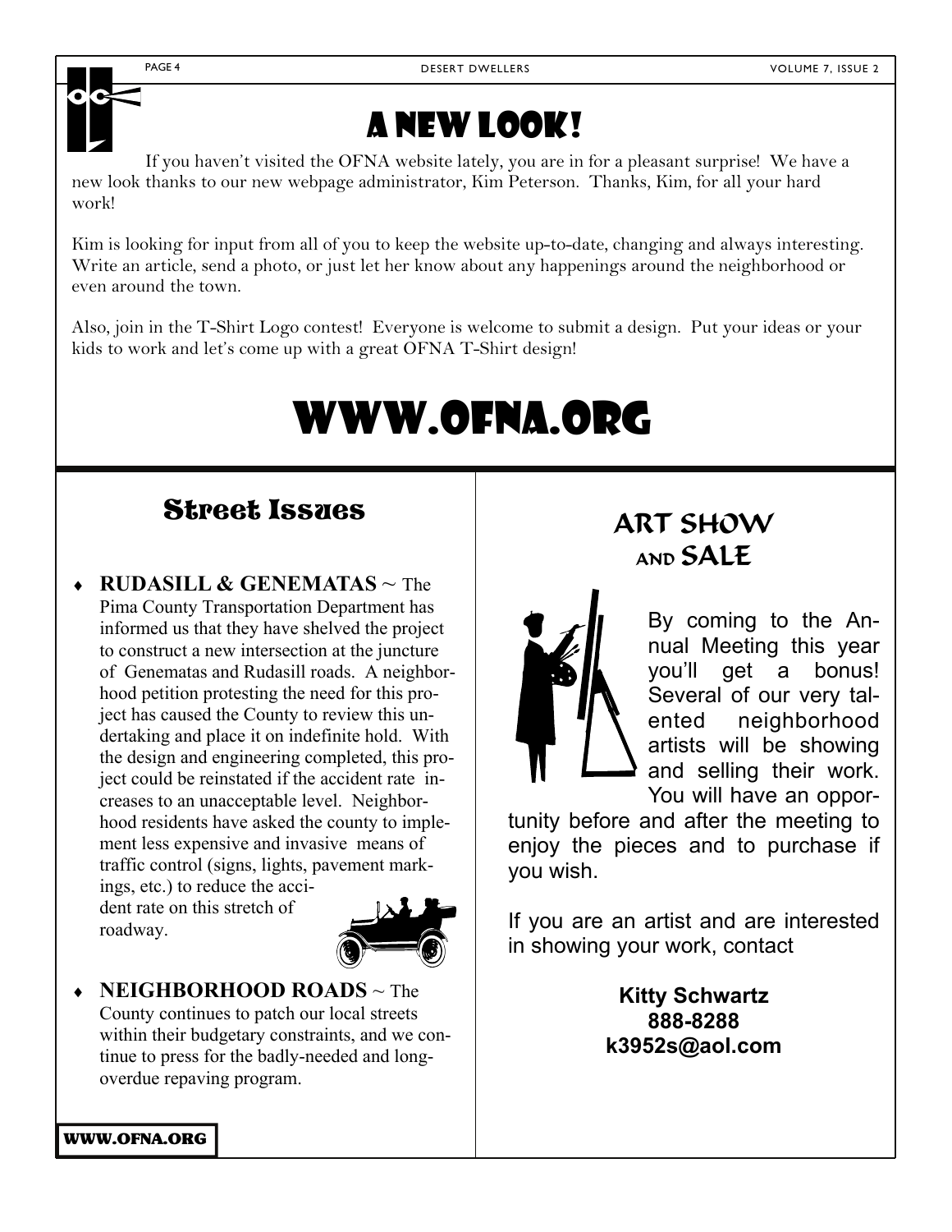# A New Look!

If you haven't visited the OFNA website lately, you are in for a pleasant surprise! We have a new look thanks to our new webpage administrator, Kim Peterson. Thanks, Kim, for all your hard work!

Kim is looking for input from all of you to keep the website up-to-date, changing and always interesting. Write an article, send a photo, or just let her know about any happenings around the neighborhood or even around the town.

Also, join in the T-Shirt Logo contest! Everyone is welcome to submit a design. Put your ideas or your kids to work and let's come up with a great OFNA T-Shirt design!

# WWW.OFNA.ORG

## Street Issues

- **RUDASILL & GENEMATAS** ~ The Pima County Transportation Department has informed us that they have shelved the project to construct a new intersection at the juncture of Genematas and Rudasill roads. A neighborhood petition protesting the need for this project has caused the County to review this undertaking and place it on indefinite hold. With the design and engineering completed, this project could be reinstated if the accident rate increases to an unacceptable level. Neighborhood residents have asked the county to implement less expensive and invasive means of traffic control (signs, lights, pavement markings, etc.) to reduce the accident rate on this stretch of roadway.
- **NEIGHBORHOOD ROADS** ~ The County continues to patch our local streets within their budgetary constraints, and we continue to press for the badly-needed and long-overdue repaving program.

## Art Show and Sale

By coming to the Annual Meeting this year you'll get a bonus! Several of our very talented neighborhood artists will be showing and selling their work. You will have an opportunity before and after the meeting to enjoy the pieces and to purchase if you wish.

If you are an artist and are interested in showing your work, contact

**Kitty Schwartz**
**888-8288**
**k3952s@aol.com**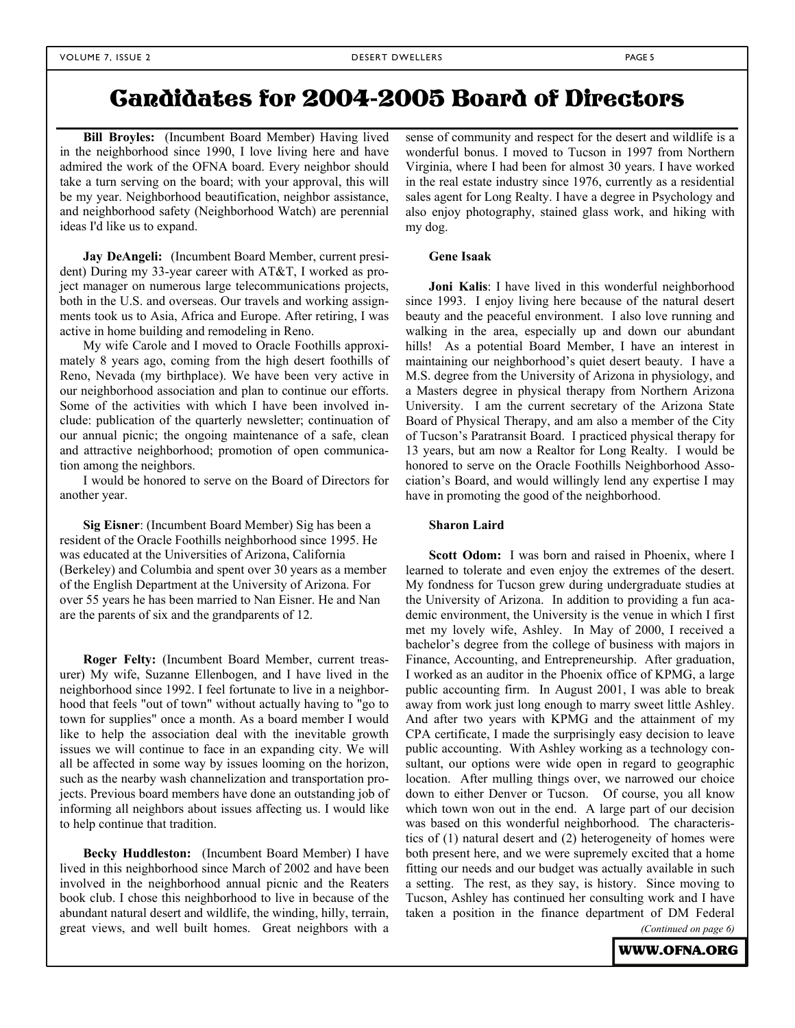# Candidates for 2004-2005 Board of Directors

**Bill Broyles:** (Incumbent Board Member) Having lived in the neighborhood since 1990, I love living here and have admired the work of the OFNA board. Every neighbor should take a turn serving on the board; with your approval, this will be my year. Neighborhood beautification, neighbor assistance, and neighborhood safety (Neighborhood Watch) are perennial ideas I'd like us to expand.

**Jay DeAngeli:** (Incumbent Board Member, current president) During my 33-year career with AT&T, I worked as project manager on numerous large telecommunications projects, both in the U.S. and overseas. Our travels and working assignments took us to Asia, Africa and Europe. After retiring, I was active in home building and remodeling in Reno.

My wife Carole and I moved to Oracle Foothills approximately 8 years ago, coming from the high desert foothills of Reno, Nevada (my birthplace). We have been very active in our neighborhood association and plan to continue our efforts. Some of the activities with which I have been involved include: publication of the quarterly newsletter; continuation of our annual picnic; the ongoing maintenance of a safe, clean and attractive neighborhood; promotion of open communication among the neighbors.

I would be honored to serve on the Board of Directors for another year.

**Sig Eisner**: (Incumbent Board Member) Sig has been a resident of the Oracle Foothills neighborhood since 1995. He was educated at the Universities of Arizona, California (Berkeley) and Columbia and spent over 30 years as a member of the English Department at the University of Arizona. For over 55 years he has been married to Nan Eisner. He and Nan are the parents of six and the grandparents of 12.

**Roger Felty:** (Incumbent Board Member, current treasurer) My wife, Suzanne Ellenbogen, and I have lived in the neighborhood since 1992. I feel fortunate to live in a neighborhood that feels "out of town" without actually having to "go to town for supplies" once a month. As a board member I would like to help the association deal with the inevitable growth issues we will continue to face in an expanding city. We will all be affected in some way by issues looming on the horizon, such as the nearby wash channelization and transportation projects. Previous board members have done an outstanding job of informing all neighbors about issues affecting us. I would like to help continue that tradition.

**Becky Huddleston:** (Incumbent Board Member) I have lived in this neighborhood since March of 2002 and have been involved in the neighborhood annual picnic and the Reaters book club. I chose this neighborhood to live in because of the abundant natural desert and wildlife, the winding, hilly, terrain, great views, and well built homes. Great neighbors with a sense of community and respect for the desert and wildlife is a wonderful bonus. I moved to Tucson in 1997 from Northern Virginia, where I had been for almost 30 years. I have worked in the real estate industry since 1976, currently as a residential sales agent for Long Realty. I have a degree in Psychology and also enjoy photography, stained glass work, and hiking with my dog.

**Gene Isaak**

**Joni Kalis**: I have lived in this wonderful neighborhood since 1993. I enjoy living here because of the natural desert beauty and the peaceful environment. I also love running and walking in the area, especially up and down our abundant hills! As a potential Board Member, I have an interest in maintaining our neighborhood's quiet desert beauty. I have a M.S. degree from the University of Arizona in physiology, and a Masters degree in physical therapy from Northern Arizona University. I am the current secretary of the Arizona State Board of Physical Therapy, and am also a member of the City of Tucson's Paratransit Board. I practiced physical therapy for 13 years, but am now a Realtor for Long Realty. I would be honored to serve on the Oracle Foothills Neighborhood Association's Board, and would willingly lend any expertise I may have in promoting the good of the neighborhood.

**Sharon Laird**

**Scott Odom:** I was born and raised in Phoenix, where I learned to tolerate and even enjoy the extremes of the desert. My fondness for Tucson grew during undergraduate studies at the University of Arizona. In addition to providing a fun academic environment, the University is the venue in which I first met my lovely wife, Ashley. In May of 2000, I received a bachelor's degree from the college of business with majors in Finance, Accounting, and Entrepreneurship. After graduation, I worked as an auditor in the Phoenix office of KPMG, a large public accounting firm. In August 2001, I was able to break away from work just long enough to marry sweet little Ashley. And after two years with KPMG and the attainment of my CPA certificate, I made the surprisingly easy decision to leave public accounting. With Ashley working as a technology consultant, our options were wide open in regard to geographic location. After mulling things over, we narrowed our choice down to either Denver or Tucson. Of course, you all know which town won out in the end. A large part of our decision was based on this wonderful neighborhood. The characteristics of (1) natural desert and (2) heterogeneity of homes were both present here, and we were supremely excited that a home fitting our needs and our budget was actually available in such a setting. The rest, as they say, is history. Since moving to Tucson, Ashley has continued her consulting work and I have taken a position in the finance department of DM Federal

*(Continued on page 6)*

**WWW.OFNA.ORG**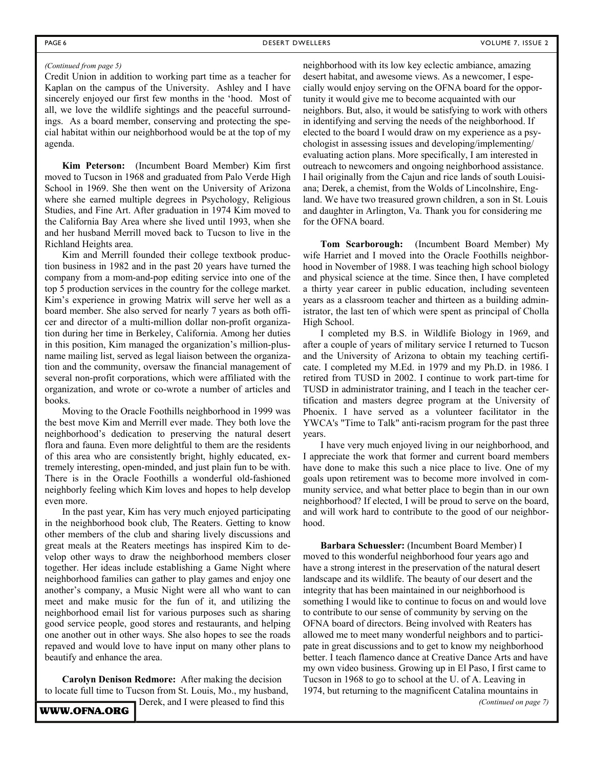*(Continued from page 5)*

Credit Union in addition to working part time as a teacher for Kaplan on the campus of the University. Ashley and I have sincerely enjoyed our first few months in the 'hood. Most of all, we love the wildlife sightings and the peaceful surroundings. As a board member, conserving and protecting the special habitat within our neighborhood would be at the top of my agenda.

**Kim Peterson:** (Incumbent Board Member) Kim first moved to Tucson in 1968 and graduated from Palo Verde High School in 1969. She then went on the University of Arizona where she earned multiple degrees in Psychology, Religious Studies, and Fine Art. After graduation in 1974 Kim moved to the California Bay Area where she lived until 1993, when she and her husband Merrill moved back to Tucson to live in the Richland Heights area.

Kim and Merrill founded their college textbook production business in 1982 and in the past 20 years have turned the company from a mom-and-pop editing service into one of the top 5 production services in the country for the college market. Kim's experience in growing Matrix will serve her well as a board member. She also served for nearly 7 years as both officer and director of a multi-million dollar non-profit organization during her time in Berkeley, California. Among her duties in this position, Kim managed the organization's million-plus-name mailing list, served as legal liaison between the organization and the community, oversaw the financial management of several non-profit corporations, which were affiliated with the organization, and wrote or co-wrote a number of articles and books.

Moving to the Oracle Foothills neighborhood in 1999 was the best move Kim and Merrill ever made. They both love the neighborhood's dedication to preserving the natural desert flora and fauna. Even more delightful to them are the residents of this area who are consistently bright, highly educated, extremely interesting, open-minded, and just plain fun to be with. There is in the Oracle Foothills a wonderful old-fashioned neighborly feeling which Kim loves and hopes to help develop even more.

In the past year, Kim has very much enjoyed participating in the neighborhood book club, The Reaters. Getting to know other members of the club and sharing lively discussions and great meals at the Reaters meetings has inspired Kim to develop other ways to draw the neighborhood members closer together. Her ideas include establishing a Game Night where neighborhood families can gather to play games and enjoy one another's company, a Music Night were all who want to can meet and make music for the fun of it, and utilizing the neighborhood email list for various purposes such as sharing good service people, good stores and restaurants, and helping one another out in other ways. She also hopes to see the roads repaved and would love to have input on many other plans to beautify and enhance the area.

**Carolyn Denison Redmore:** After making the decision to locate full time to Tucson from St. Louis, Mo., my husband, Derek, and I were pleased to find this neighborhood with its low key eclectic ambiance, amazing desert habitat, and awesome views. As a newcomer, I especially would enjoy serving on the OFNA board for the opportunity it would give me to become acquainted with our neighbors. But, also, it would be satisfying to work with others in identifying and serving the needs of the neighborhood. If elected to the board I would draw on my experience as a psychologist in assessing issues and developing/implementing/evaluating action plans. More specifically, I am interested in outreach to newcomers and ongoing neighborhood assistance. I hail originally from the Cajun and rice lands of south Louisiana; Derek, a chemist, from the Wolds of Lincolnshire, England. We have two treasured grown children, a son in St. Louis and daughter in Arlington, Va. Thank you for considering me for the OFNA board.

**Tom Scarborough:** (Incumbent Board Member) My wife Harriet and I moved into the Oracle Foothills neighborhood in November of 1988. I was teaching high school biology and physical science at the time. Since then, I have completed a thirty year career in public education, including seventeen years as a classroom teacher and thirteen as a building administrator, the last ten of which were spent as principal of Cholla High School.

I completed my B.S. in Wildlife Biology in 1969, and after a couple of years of military service I returned to Tucson and the University of Arizona to obtain my teaching certificate. I completed my M.Ed. in 1979 and my Ph.D. in 1986. I retired from TUSD in 2002. I continue to work part-time for TUSD in administrator training, and I teach in the teacher certification and masters degree program at the University of Phoenix. I have served as a volunteer facilitator in the YWCA's "Time to Talk" anti-racism program for the past three years.

I have very much enjoyed living in our neighborhood, and I appreciate the work that former and current board members have done to make this such a nice place to live. One of my goals upon retirement was to become more involved in community service, and what better place to begin than in our own neighborhood? If elected, I will be proud to serve on the board, and will work hard to contribute to the good of our neighborhood.

**Barbara Schuessler:** (Incumbent Board Member) I moved to this wonderful neighborhood four years ago and have a strong interest in the preservation of the natural desert landscape and its wildlife. The beauty of our desert and the integrity that has been maintained in our neighborhood is something I would like to continue to focus on and would love to contribute to our sense of community by serving on the OFNA board of directors. Being involved with Reaters has allowed me to meet many wonderful neighbors and to participate in great discussions and to get to know my neighborhood better. I teach flamenco dance at Creative Dance Arts and have my own video business. Growing up in El Paso, I first came to Tucson in 1968 to go to school at the U. of A. Leaving in 1974, but returning to the magnificent Catalina mountains in

*(Continued on page 7)*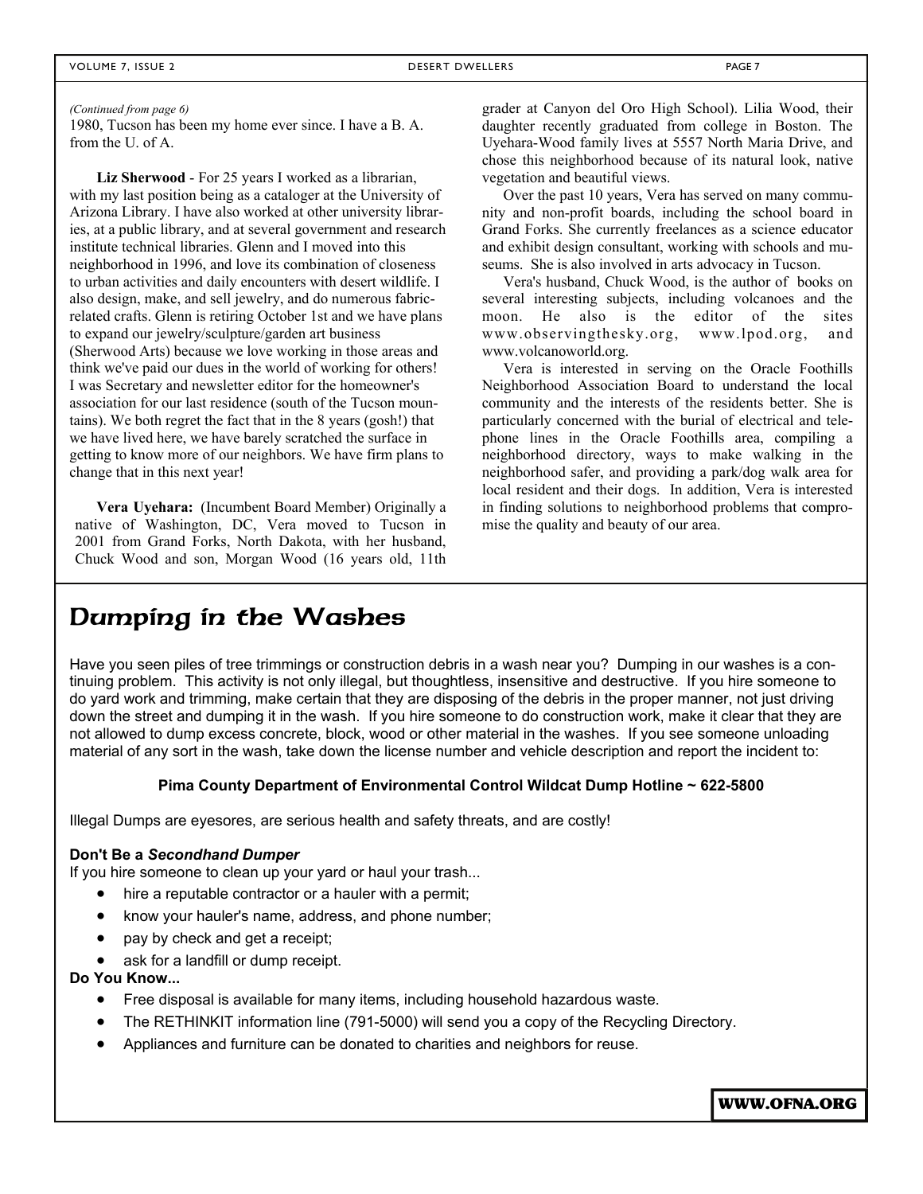*(Continued from page 6)*
1980, Tucson has been my home ever since. I have a B. A. from the U. of A.

**Liz Sherwood** - For 25 years I worked as a librarian, with my last position being as a cataloger at the University of Arizona Library. I have also worked at other university libraries, at a public library, and at several government and research institute technical libraries. Glenn and I moved into this neighborhood in 1996, and love its combination of closeness to urban activities and daily encounters with desert wildlife. I also design, make, and sell jewelry, and do numerous fabric-related crafts. Glenn is retiring October 1st and we have plans to expand our jewelry/sculpture/garden art business (Sherwood Arts) because we love working in those areas and think we've paid our dues in the world of working for others! I was Secretary and newsletter editor for the homeowner's association for our last residence (south of the Tucson mountains). We both regret the fact that in the 8 years (gosh!) that we have lived here, we have barely scratched the surface in getting to know more of our neighbors. We have firm plans to change that in this next year!

**Vera Uyehara:** (Incumbent Board Member) Originally a native of Washington, DC, Vera moved to Tucson in 2001 from Grand Forks, North Dakota, with her husband, Chuck Wood and son, Morgan Wood (16 years old, 11th grader at Canyon del Oro High School). Lilia Wood, their daughter recently graduated from college in Boston. The Uyehara-Wood family lives at 5557 North Maria Drive, and chose this neighborhood because of its natural look, native vegetation and beautiful views.

Over the past 10 years, Vera has served on many community and non-profit boards, including the school board in Grand Forks. She currently freelances as a science educator and exhibit design consultant, working with schools and museums. She is also involved in arts advocacy in Tucson.

Vera's husband, Chuck Wood, is the author of books on several interesting subjects, including volcanoes and the moon. He also is the editor of the sites www.observingthesky.org, www.lpod.org, and www.volcanoworld.org.

Vera is interested in serving on the Oracle Foothills Neighborhood Association Board to understand the local community and the interests of the residents better. She is particularly concerned with the burial of electrical and telephone lines in the Oracle Foothills area, compiling a neighborhood directory, ways to make walking in the neighborhood safer, and providing a park/dog walk area for local resident and their dogs. In addition, Vera is interested in finding solutions to neighborhood problems that compromise the quality and beauty of our area.

## Dumping in the Washes

Have you seen piles of tree trimmings or construction debris in a wash near you? Dumping in our washes is a continuing problem. This activity is not only illegal, but thoughtless, insensitive and destructive. If you hire someone to do yard work and trimming, make certain that they are disposing of the debris in the proper manner, not just driving down the street and dumping it in the wash. If you hire someone to do construction work, make it clear that they are not allowed to dump excess concrete, block, wood or other material in the washes. If you see someone unloading material of any sort in the wash, take down the license number and vehicle description and report the incident to:

**Pima County Department of Environmental Control Wildcat Dump Hotline ~ 622-5800**

Illegal Dumps are eyesores, are serious health and safety threats, and are costly!

**Don't Be a *Secondhand Dumper***
If you hire someone to clean up your yard or haul your trash...

- hire a reputable contractor or a hauler with a permit;
- know your hauler's name, address, and phone number;
- pay by check and get a receipt;
- ask for a landfill or dump receipt.

**Do You Know...**

- Free disposal is available for many items, including household hazardous waste.
- The RETHINKIT information line (791-5000) will send you a copy of the Recycling Directory.
- Appliances and furniture can be donated to charities and neighbors for reuse.

**WWW.OFNA.ORG**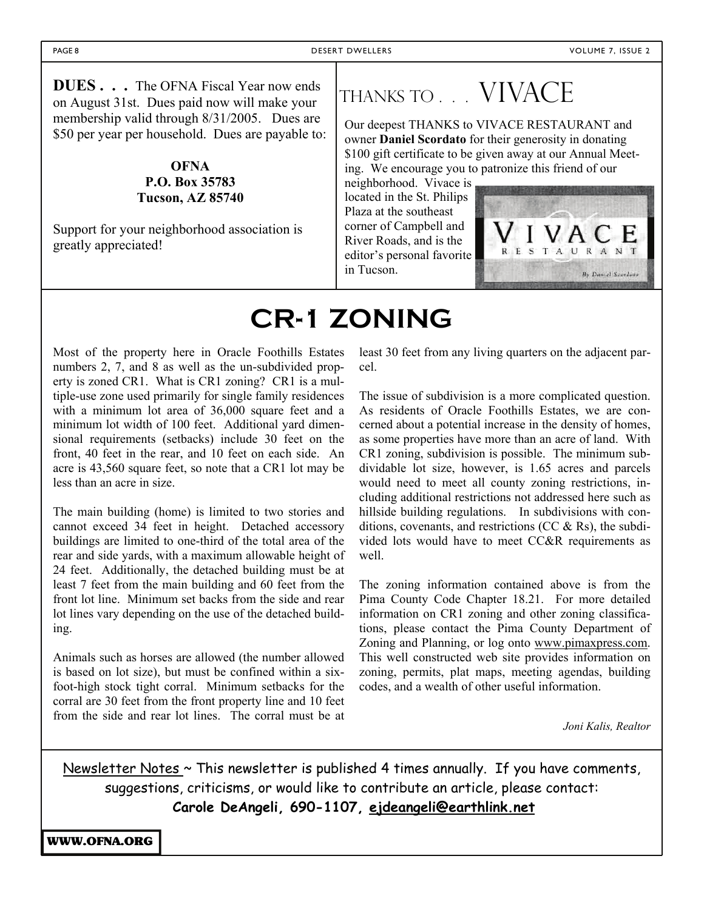**DUES . . .** The OFNA Fiscal Year now ends on August 31st. Dues paid now will make your membership valid through 8/31/2005. Dues are $50 per year per household. Dues are payable to:

**OFNA**
**P.O. Box 35783**
**Tucson, AZ 85740**

Support for your neighborhood association is greatly appreciated!

## THANKS TO . . . VIVACE

Our deepest THANKS to VIVACE RESTAURANT and owner **Daniel Scordato** for their generosity in donating $100 gift certificate to be given away at our Annual Meeting. We encourage you to patronize this friend of our neighborhood. Vivace is located in the St. Philips Plaza at the southeast corner of Campbell and River Roads, and is the editor's personal favorite in Tucson.

# CR-1 ZONING

Most of the property here in Oracle Foothills Estates numbers 2, 7, and 8 as well as the un-subdivided property is zoned CR1. What is CR1 zoning? CR1 is a multiple-use zone used primarily for single family residences with a minimum lot area of 36,000 square feet and a minimum lot width of 100 feet. Additional yard dimensional requirements (setbacks) include 30 feet on the front, 40 feet in the rear, and 10 feet on each side. An acre is 43,560 square feet, so note that a CR1 lot may be less than an acre in size.

The main building (home) is limited to two stories and cannot exceed 34 feet in height. Detached accessory buildings are limited to one-third of the total area of the rear and side yards, with a maximum allowable height of 24 feet. Additionally, the detached building must be at least 7 feet from the main building and 60 feet from the front lot line. Minimum set backs from the side and rear lot lines vary depending on the use of the detached building.

Animals such as horses are allowed (the number allowed is based on lot size), but must be confined within a six-foot-high stock tight corral. Minimum setbacks for the corral are 30 feet from the front property line and 10 feet from the side and rear lot lines. The corral must be at least 30 feet from any living quarters on the adjacent parcel.

The issue of subdivision is a more complicated question. As residents of Oracle Foothills Estates, we are concerned about a potential increase in the density of homes, as some properties have more than an acre of land. With CR1 zoning, subdivision is possible. The minimum subdividable lot size, however, is 1.65 acres and parcels would need to meet all county zoning restrictions, including additional restrictions not addressed here such as hillside building regulations. In subdivisions with conditions, covenants, and restrictions (CC & Rs), the subdivided lots would have to meet CC&R requirements as well.

The zoning information contained above is from the Pima County Code Chapter 18.21. For more detailed information on CR1 zoning and other zoning classifications, please contact the Pima County Department of Zoning and Planning, or log onto www.pimaxpress.com. This well constructed web site provides information on zoning, permits, plat maps, meeting agendas, building codes, and a wealth of other useful information.

*Joni Kalis, Realtor*

Newsletter Notes ~ This newsletter is published 4 times annually. If you have comments, suggestions, criticisms, or would like to contribute an article, please contact:
**Carole DeAngeli, 690-1107, ejdeangeli@earthlink.net**

**WWW.OFNA.ORG**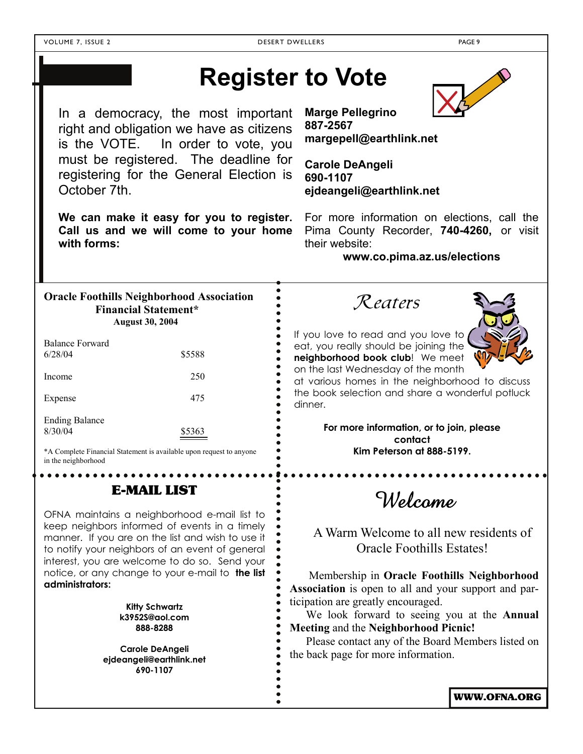# Register to Vote

In a democracy, the most important right and obligation we have as citizens is the VOTE. In order to vote, you must be registered. The deadline for registering for the General Election is October 7th.

**We can make it easy for you to register. Call us and we will come to your home with forms:**

**Marge Pellegrino**
**887-2567**
**margepell@earthlink.net**

**Carole DeAngeli**
**690-1107**
**ejdeangeli@earthlink.net**

For more information on elections, call the Pima County Recorder, **740-4260,** or visit their website:

**www.co.pima.az.us/elections**

---

**Oracle Foothills Neighborhood Association Financial Statement***
**August 30, 2004**

| | |
|---|---|
| Balance Forward 6/28/04 | $5588 |
| Income | 250 |
| Expense | 475 |
| Ending Balance 8/30/04 | $5363 |

*A Complete Financial Statement is available upon request to anyone in the neighborhood

---

## Reaters

If you love to read and you love to eat, you really should be joining the **neighborhood book club**! We meet on the last Wednesday of the month at various homes in the neighborhood to discuss the book selection and share a wonderful potluck dinner.

**For more information, or to join, please contact Kim Peterson at 888-5199.**

---

## E-MAIL LIST

OFNA maintains a neighborhood e-mail list to keep neighbors informed of events in a timely manner. If you are on the list and wish to use it to notify your neighbors of an event of general interest, you are welcome to do so. Send your notice, or any change to your e-mail to **the list administrators:**

**Kitty Schwartz**
**k3952S@aol.com**
**888-8288**

**Carole DeAngeli**
**ejdeangeli@earthlink.net**
**690-1107**

---

## Welcome

A Warm Welcome to all new residents of Oracle Foothills Estates!

Membership in **Oracle Foothills Neighborhood Association** is open to all and your support and participation are greatly encouraged.

We look forward to seeing you at the **Annual Meeting** and the **Neighborhood Picnic!**

Please contact any of the Board Members listed on the back page for more information.

**WWW.OFNA.ORG**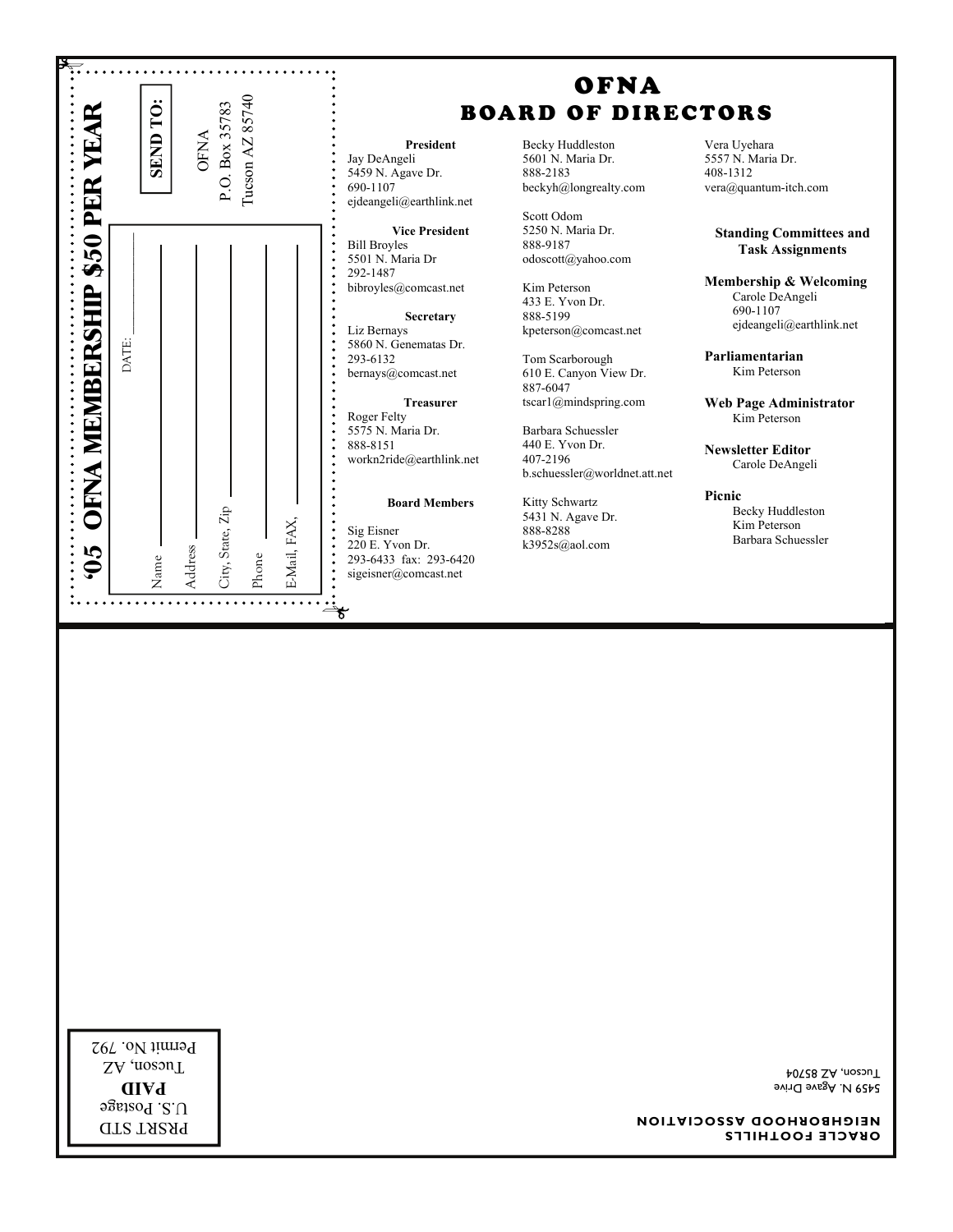# OFNA

## BOARD OF DIRECTORS

**President**
Jay DeAngeli
5459 N. Agave Dr.
690-1107
ejdeangeli@earthlink.net

**Vice President**
Bill Broyles
5501 N. Maria Dr
292-1487
bibroyles@comcast.net

**Secretary**
Liz Bernays
5860 N. Genematas Dr.
293-6132
bernays@comcast.net

**Treasurer**
Roger Felty
5575 N. Maria Dr.
888-8151
workn2ride@earthlink.net

**Board Members**

Sig Eisner
220 E. Yvon Dr.
293-6433 fax: 293-6420
sigeisner@comcast.net

Becky Huddleston
5601 N. Maria Dr.
888-2183
beckyh@longrealty.com

Scott Odom
5250 N. Maria Dr.
888-9187
odoscott@yahoo.com

Kim Peterson
433 E. Yvon Dr.
888-5199
kpeterson@comcast.net

Tom Scarborough
610 E. Canyon View Dr.
887-6047
tscar1@mindspring.com

Barbara Schuessler
440 E. Yvon Dr.
407-2196
b.schuessler@worldnet.att.net

Kitty Schwartz
5431 N. Agave Dr.
888-8288
k3952s@aol.com

Vera Uyehara
5557 N. Maria Dr.
408-1312
vera@quantum-itch.com

**Standing Committees and Task Assignments**

**Membership & Welcoming**
Carole DeAngeli
690-1107
ejdeangeli@earthlink.net

**Parliamentarian**
Kim Peterson

**Web Page Administrator**
Kim Peterson

**Newsletter Editor**
Carole DeAngeli

**Picnic**
Becky Huddleston
Kim Peterson
Barbara Schuessler

---

**'05 OFNA MEMBERSHIP $50 PER YEAR**

**SEND TO:**
OFNA
P.O. Box 35783
Tucson AZ 85740

DATE: ____________

Name ____________

Address ____________

City, State, Zip ____________

Phone ____________

E-Mail, FAX, ____________

---

ORACLE FOOTHILLS
NEIGHBORHOOD ASSOCIATION
5459 N. Agave Drive
Tucson, AZ 85704

PRSRT STD
U.S. Postage
**PAID**
Tucson, AZ
Permit No. 792